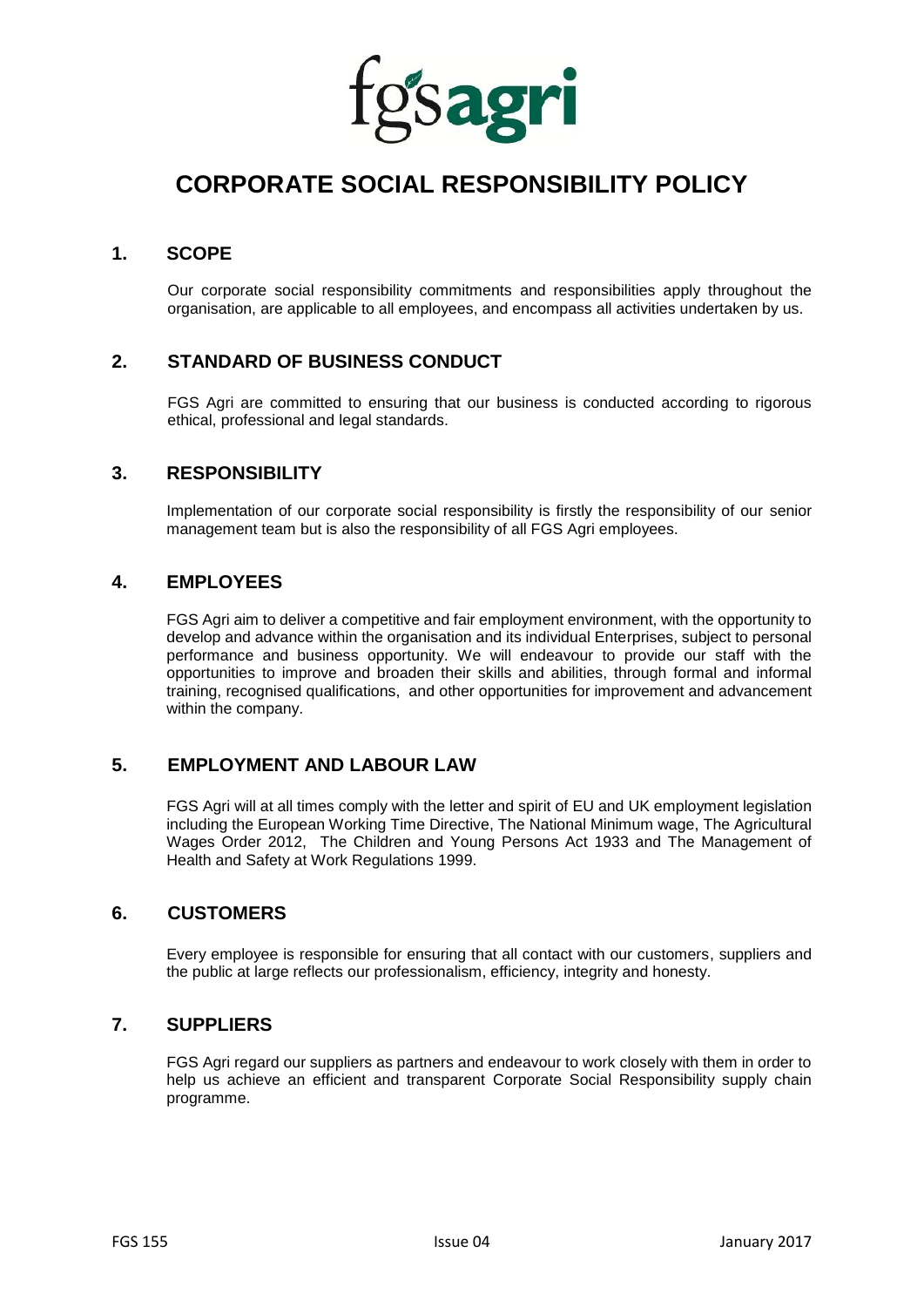fgsagri

# CORPORATE SOCIAL RESPONSIBILITY POLICY

## 1. SCOPE

Our corporate social responsibility commitments and responsibilities apply throughout the organisation, are applicable to all employees, and encompass all activities undertaken by us.

## 2. STANDARD OF BUSINESS CONDUCT

FGS Agri are committed to ensuring that our business is conducted according to rigorous ethical, professional and legal standards.

## 3. RESPONSIBILITY

Implementation of our corporate social responsibility is firstly the responsibility of our senior management team but is also the responsibility of all FGS Agri employees.

## 4. EMPLOYEES

FGS Agri aim to deliver a competitive and fair employment environment, with the opportunity to develop and advance within the organisation and its individual Enterprises, subject to personal performance and business opportunity. We will endeavour to provide our staff with the opportunities to improve and broaden their skills and abilities, through formal and informal training, recognised qualifications, and other opportunities for improvement and advancement within the company.

## 5. EMPLOYMENT AND LABOUR LAW

FGS Agri will at all times comply with the letter and spirit of EU and UK employment legislation including the European Working Time Directive, The National Minimum wage, The Agricultural Wages Order 2012, The Children and Young Persons Act 1933 and The Management of Health and Safety at Work Regulations 1999.

## 6. CUSTOMERS

Every employee is responsible for ensuring that all contact with our customers, suppliers and the public at large reflects our professionalism, efficiency, integrity and honesty.

## 7. SUPPLIERS

FGS Agri regard our suppliers as partners and endeavour to work closely with them in order to help us achieve an efficient and transparent Corporate Social Responsibility supply chain programme.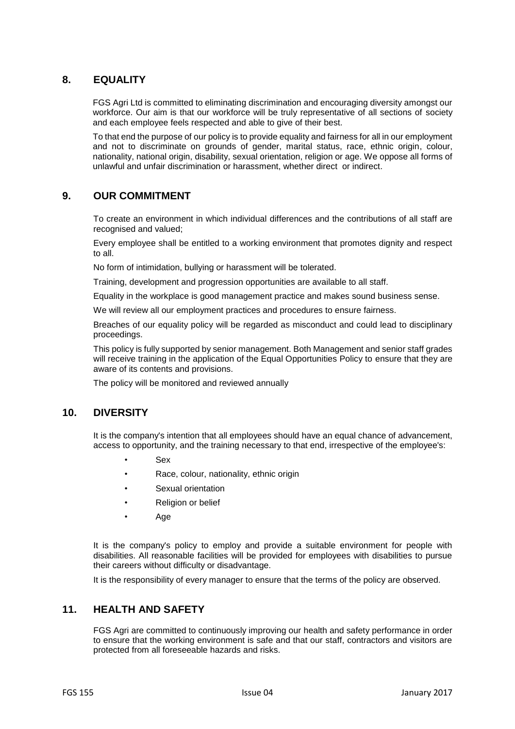## 8. EQUALITY

FGS Agri Ltd is committed to eliminating discrimination and encouraging diversity amongst our workforce. Our aim is that our workforce will be truly representative of all sections of society and each employee feels respected and able to give of their best.

To that end the purpose of our policy is to provide equality and fairness for all in our employment and not to discriminate on grounds of gender, marital status, race, ethnic origin, colour, nationality, national origin, disability, sexual orientation, religion or age. We oppose all forms of unlawful and unfair discrimination or harassment, whether direct or indirect.

## 9. OUR COMMITMENT

To create an environment in which individual differences and the contributions of all staff are recognised and valued;

Every employee shall be entitled to a working environment that promotes dignity and respect to all.

No form of intimidation, bullying or harassment will be tolerated.

Training, development and progression opportunities are available to all staff.

Equality in the workplace is good management practice and makes sound business sense.

We will review all our employment practices and procedures to ensure fairness.

Breaches of our equality policy will be regarded as misconduct and could lead to disciplinary proceedings.

This policy is fully supported by senior management. Both Management and senior staff grades will receive training in the application of the Equal Opportunities Policy to ensure that they are aware of its contents and provisions.

The policy will be monitored and reviewed annually

## 10. DIVERSITY

It is the company's intention that all employees should have an equal chance of advancement, access to opportunity, and the training necessary to that end, irrespective of the employee's:

- Sex
- Race, colour, nationality, ethnic origin
- Sexual orientation
- Religion or belief
- Age

It is the company's policy to employ and provide a suitable environment for people with disabilities. All reasonable facilities will be provided for employees with disabilities to pursue their careers without difficulty or disadvantage.

It is the responsibility of every manager to ensure that the terms of the policy are observed.

## 11. HEALTH AND SAFETY

FGS Agri are committed to continuously improving our health and safety performance in order to ensure that the working environment is safe and that our staff, contractors and visitors are protected from all foreseeable hazards and risks.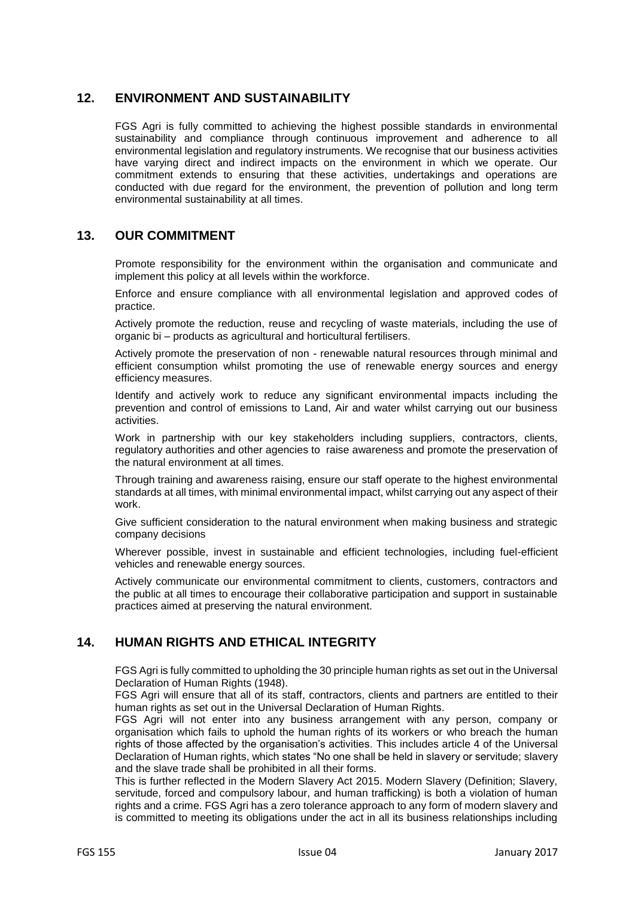## 12. ENVIRONMENT AND SUSTAINABILITY

FGS Agri is fully committed to achieving the highest possible standards in environmental sustainability and compliance through continuous improvement and adherence to all environmental legislation and regulatory instruments. We recognise that our business activities have varying direct and indirect impacts on the environment in which we operate. Our commitment extends to ensuring that these activities, undertakings and operations are conducted with due regard for the environment, the prevention of pollution and long term environmental sustainability at all times.

## 13. OUR COMMITMENT

Promote responsibility for the environment within the organisation and communicate and implement this policy at all levels within the workforce.

Enforce and ensure compliance with all environmental legislation and approved codes of practice.

Actively promote the reduction, reuse and recycling of waste materials, including the use of organic bi – products as agricultural and horticultural fertilisers.

Actively promote the preservation of non - renewable natural resources through minimal and efficient consumption whilst promoting the use of renewable energy sources and energy efficiency measures.

Identify and actively work to reduce any significant environmental impacts including the prevention and control of emissions to Land, Air and water whilst carrying out our business activities.

Work in partnership with our key stakeholders including suppliers, contractors, clients, regulatory authorities and other agencies to raise awareness and promote the preservation of the natural environment at all times.

Through training and awareness raising, ensure our staff operate to the highest environmental standards at all times, with minimal environmental impact, whilst carrying out any aspect of their work.

Give sufficient consideration to the natural environment when making business and strategic company decisions

Wherever possible, invest in sustainable and efficient technologies, including fuel-efficient vehicles and renewable energy sources.

Actively communicate our environmental commitment to clients, customers, contractors and the public at all times to encourage their collaborative participation and support in sustainable practices aimed at preserving the natural environment.

## 14. HUMAN RIGHTS AND ETHICAL INTEGRITY

FGS Agri is fully committed to upholding the 30 principle human rights as set out in the Universal Declaration of Human Rights (1948).

FGS Agri will ensure that all of its staff, contractors, clients and partners are entitled to their human rights as set out in the Universal Declaration of Human Rights.

FGS Agri will not enter into any business arrangement with any person, company or organisation which fails to uphold the human rights of its workers or who breach the human rights of those affected by the organisation's activities. This includes article 4 of the Universal Declaration of Human rights, which states "No one shall be held in slavery or servitude; slavery and the slave trade shall be prohibited in all their forms.

This is further reflected in the Modern Slavery Act 2015. Modern Slavery (Definition; Slavery, servitude, forced and compulsory labour, and human trafficking) is both a violation of human rights and a crime. FGS Agri has a zero tolerance approach to any form of modern slavery and is committed to meeting its obligations under the act in all its business relationships including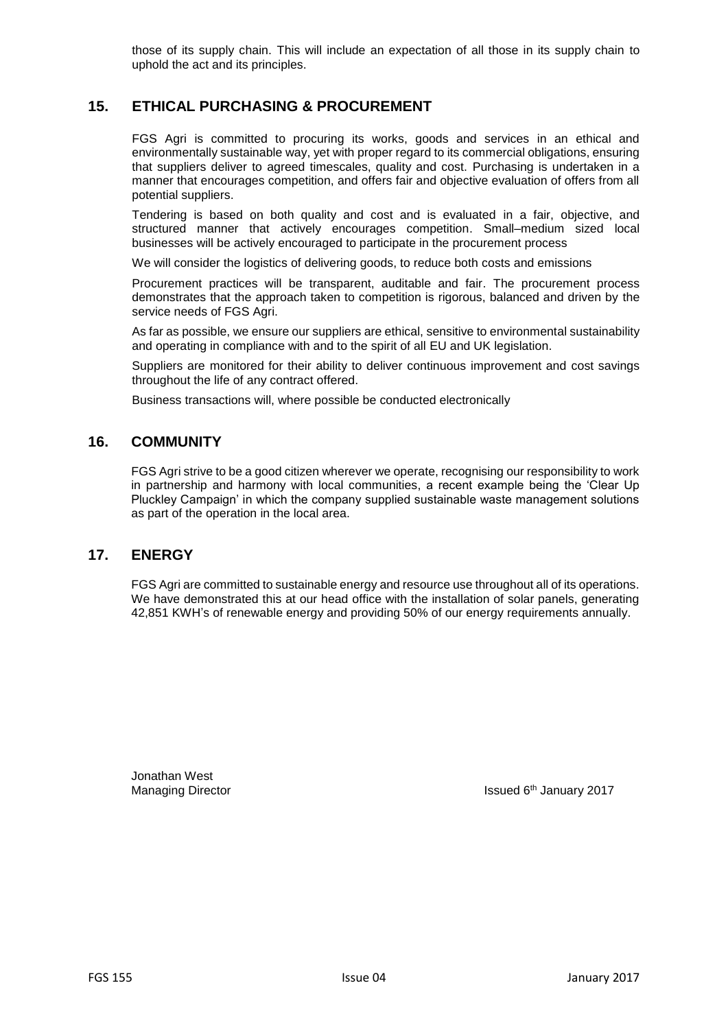those of its supply chain. This will include an expectation of all those in its supply chain to uphold the act and its principles.

## 15. ETHICAL PURCHASING & PROCUREMENT

FGS Agri is committed to procuring its works, goods and services in an ethical and environmentally sustainable way, yet with proper regard to its commercial obligations, ensuring that suppliers deliver to agreed timescales, quality and cost. Purchasing is undertaken in a manner that encourages competition, and offers fair and objective evaluation of offers from all potential suppliers.

Tendering is based on both quality and cost and is evaluated in a fair, objective, and structured manner that actively encourages competition. Small–medium sized local businesses will be actively encouraged to participate in the procurement process

We will consider the logistics of delivering goods, to reduce both costs and emissions

Procurement practices will be transparent, auditable and fair. The procurement process demonstrates that the approach taken to competition is rigorous, balanced and driven by the service needs of FGS Agri.

As far as possible, we ensure our suppliers are ethical, sensitive to environmental sustainability and operating in compliance with and to the spirit of all EU and UK legislation.

Suppliers are monitored for their ability to deliver continuous improvement and cost savings throughout the life of any contract offered.

Business transactions will, where possible be conducted electronically

## 16. COMMUNITY

FGS Agri strive to be a good citizen wherever we operate, recognising our responsibility to work in partnership and harmony with local communities, a recent example being the 'Clear Up Pluckley Campaign' in which the company supplied sustainable waste management solutions as part of the operation in the local area.

## 17. ENERGY

FGS Agri are committed to sustainable energy and resource use throughout all of its operations. We have demonstrated this at our head office with the installation of solar panels, generating 42,851 KWH's of renewable energy and providing 50% of our energy requirements annually.

Jonathan West
Managing Director

Issued 6th January 2017